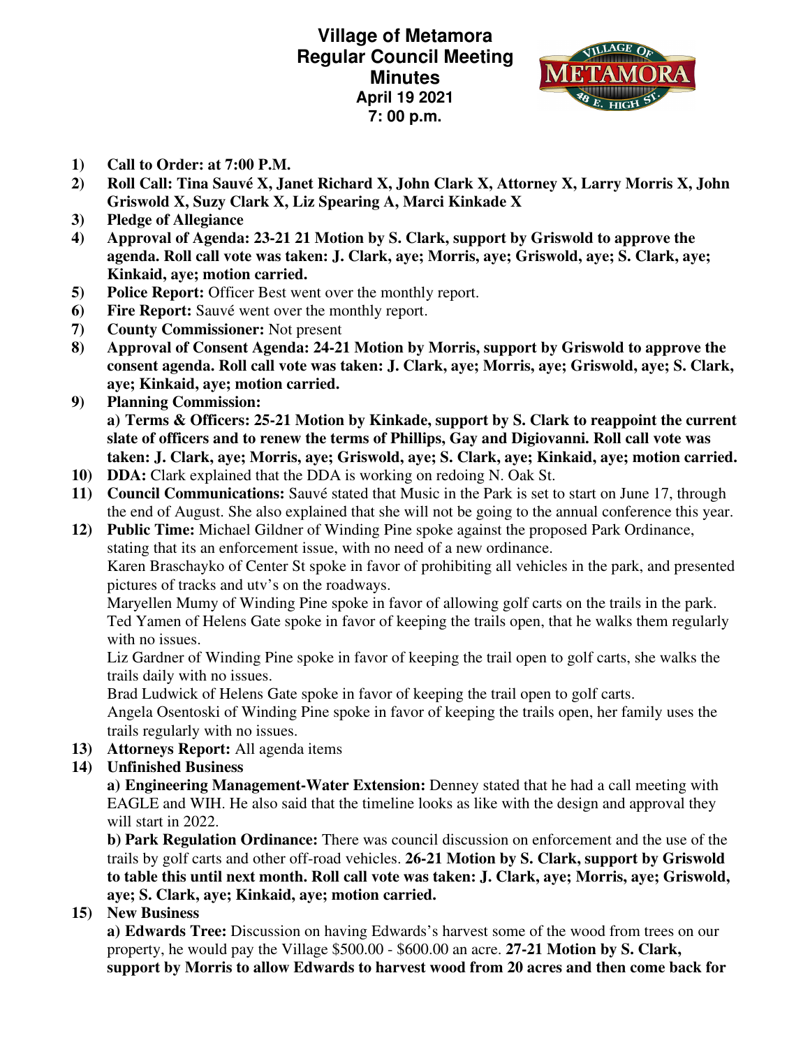# Village of Metamora
## Regular Council Meeting
## Minutes
### April 19 2021
### 7: 00 p.m.

1) **Call to Order: at 7:00 P.M.**
2) **Roll Call: Tina Sauvé X, Janet Richard X, John Clark X, Attorney X, Larry Morris X, John Griswold X, Suzy Clark X, Liz Spearing A, Marci Kinkade X**
3) **Pledge of Allegiance**
4) **Approval of Agenda: 23-21 21 Motion by S. Clark, support by Griswold to approve the agenda. Roll call vote was taken: J. Clark, aye; Morris, aye; Griswold, aye; S. Clark, aye; Kinkaid, aye; motion carried.**
5) **Police Report:** Officer Best went over the monthly report.
6) **Fire Report:** Sauvé went over the monthly report.
7) **County Commissioner:** Not present
8) **Approval of Consent Agenda: 24-21 Motion by Morris, support by Griswold to approve the consent agenda. Roll call vote was taken: J. Clark, aye; Morris, aye; Griswold, aye; S. Clark, aye; Kinkaid, aye; motion carried.**
9) **Planning Commission:**
   **a) Terms & Officers: 25-21 Motion by Kinkade, support by S. Clark to reappoint the current slate of officers and to renew the terms of Phillips, Gay and Digiovanni. Roll call vote was taken: J. Clark, aye; Morris, aye; Griswold, aye; S. Clark, aye; Kinkaid, aye; motion carried.**
10) **DDA:** Clark explained that the DDA is working on redoing N. Oak St.
11) **Council Communications:** Sauvé stated that Music in the Park is set to start on June 17, through the end of August. She also explained that she will not be going to the annual conference this year.
12) **Public Time:** Michael Gildner of Winding Pine spoke against the proposed Park Ordinance, stating that its an enforcement issue, with no need of a new ordinance.
    Karen Braschayko of Center St spoke in favor of prohibiting all vehicles in the park, and presented pictures of tracks and utv's on the roadways.
    Maryellen Mumy of Winding Pine spoke in favor of allowing golf carts on the trails in the park.
    Ted Yamen of Helens Gate spoke in favor of keeping the trails open, that he walks them regularly with no issues.
    Liz Gardner of Winding Pine spoke in favor of keeping the trail open to golf carts, she walks the trails daily with no issues.
    Brad Ludwick of Helens Gate spoke in favor of keeping the trail open to golf carts.
    Angela Osentoski of Winding Pine spoke in favor of keeping the trails open, her family uses the trails regularly with no issues.
13) **Attorneys Report:** All agenda items
14) **Unfinished Business**
    **a) Engineering Management-Water Extension:** Denney stated that he had a call meeting with EAGLE and WIH. He also said that the timeline looks as like with the design and approval they will start in 2022.
    **b) Park Regulation Ordinance:** There was council discussion on enforcement and the use of the trails by golf carts and other off-road vehicles. **26-21 Motion by S. Clark, support by Griswold to table this until next month. Roll call vote was taken: J. Clark, aye; Morris, aye; Griswold, aye; S. Clark, aye; Kinkaid, aye; motion carried.**
15) **New Business**
    **a) Edwards Tree:** Discussion on having Edwards's harvest some of the wood from trees on our property, he would pay the Village $500.00 - $600.00 an acre. **27-21 Motion by S. Clark, support by Morris to allow Edwards to harvest wood from 20 acres and then come back for**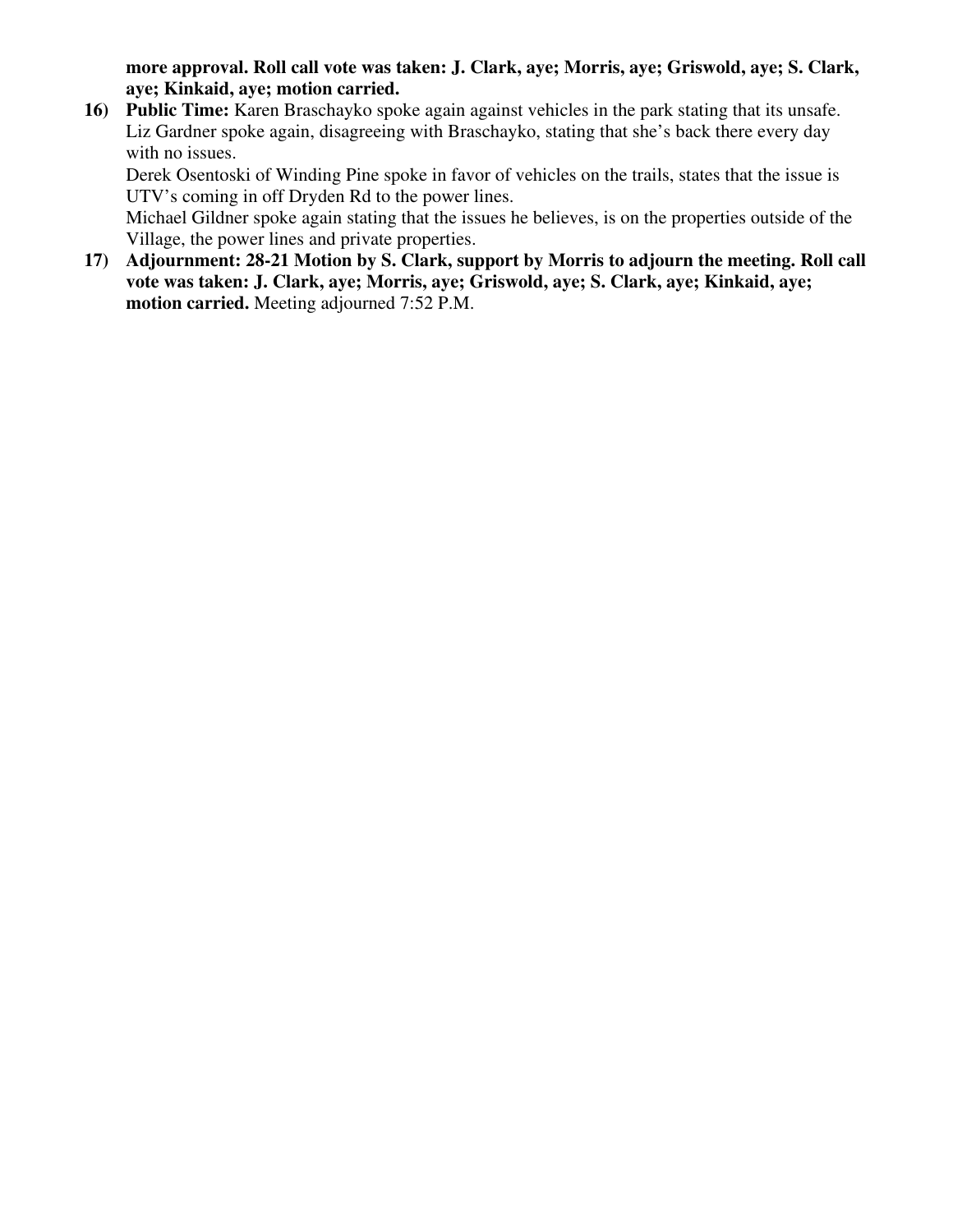**more approval. Roll call vote was taken: J. Clark, aye; Morris, aye; Griswold, aye; S. Clark, aye; Kinkaid, aye; motion carried.**

16) **Public Time:** Karen Braschayko spoke again against vehicles in the park stating that its unsafe. Liz Gardner spoke again, disagreeing with Braschayko, stating that she's back there every day with no issues.
Derek Osentoski of Winding Pine spoke in favor of vehicles on the trails, states that the issue is UTV's coming in off Dryden Rd to the power lines.
Michael Gildner spoke again stating that the issues he believes, is on the properties outside of the Village, the power lines and private properties.

17) **Adjournment: 28-21 Motion by S. Clark, support by Morris to adjourn the meeting. Roll call vote was taken: J. Clark, aye; Morris, aye; Griswold, aye; S. Clark, aye; Kinkaid, aye; motion carried.** Meeting adjourned 7:52 P.M.